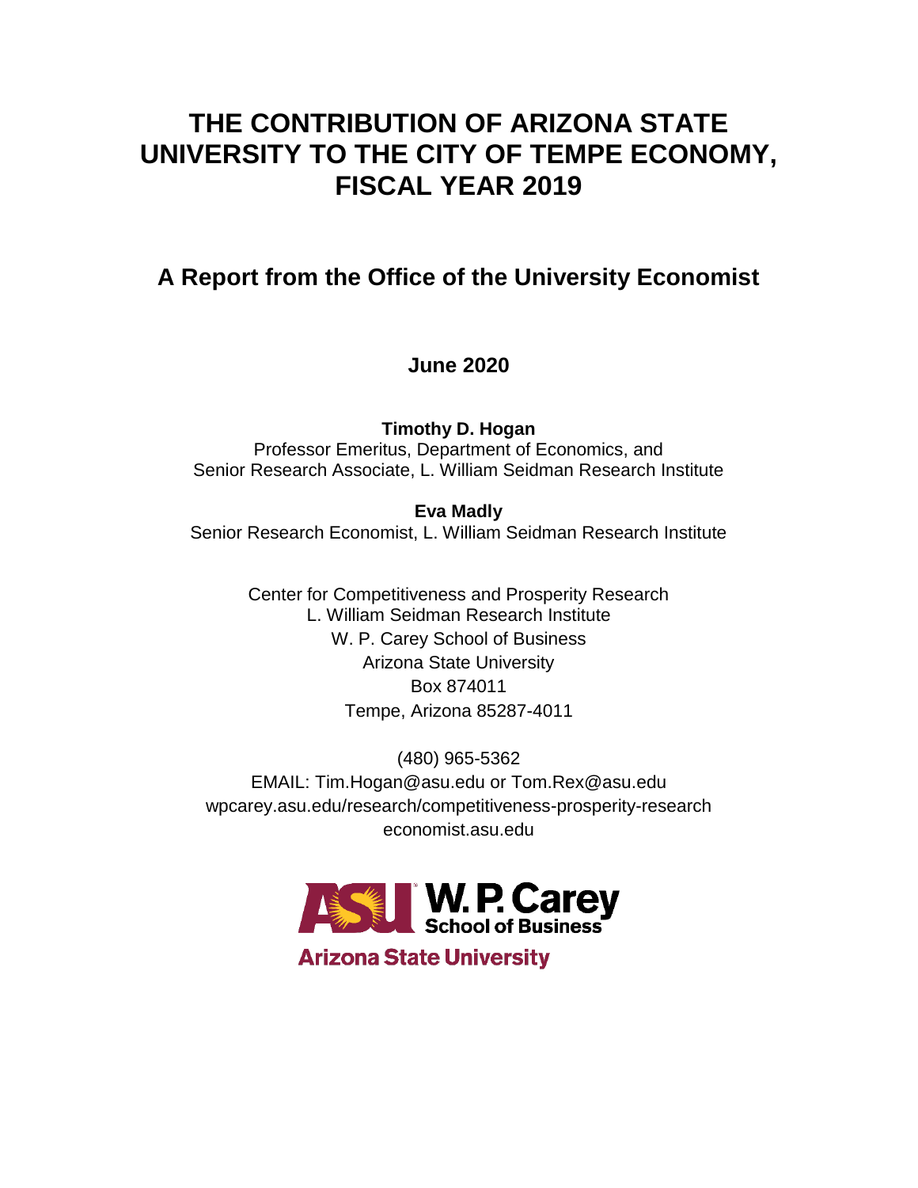# THE CONTRIBUTION OF ARIZONA STATE UNIVERSITY TO THE CITY OF TEMPE ECONOMY, FISCAL YEAR 2019

## A Report from the Office of the University Economist

**June 2020**

**Timothy D. Hogan**
Professor Emeritus, Department of Economics, and
Senior Research Associate, L. William Seidman Research Institute

**Eva Madly**
Senior Research Economist, L. William Seidman Research Institute

Center for Competitiveness and Prosperity Research
L. William Seidman Research Institute
W. P. Carey School of Business
Arizona State University
Box 874011
Tempe, Arizona 85287-4011

(480) 965-5362
EMAIL: Tim.Hogan@asu.edu or Tom.Rex@asu.edu
wpcarey.asu.edu/research/competitiveness-prosperity-research
economist.asu.edu

ASU W. P. Carey School of Business
Arizona State University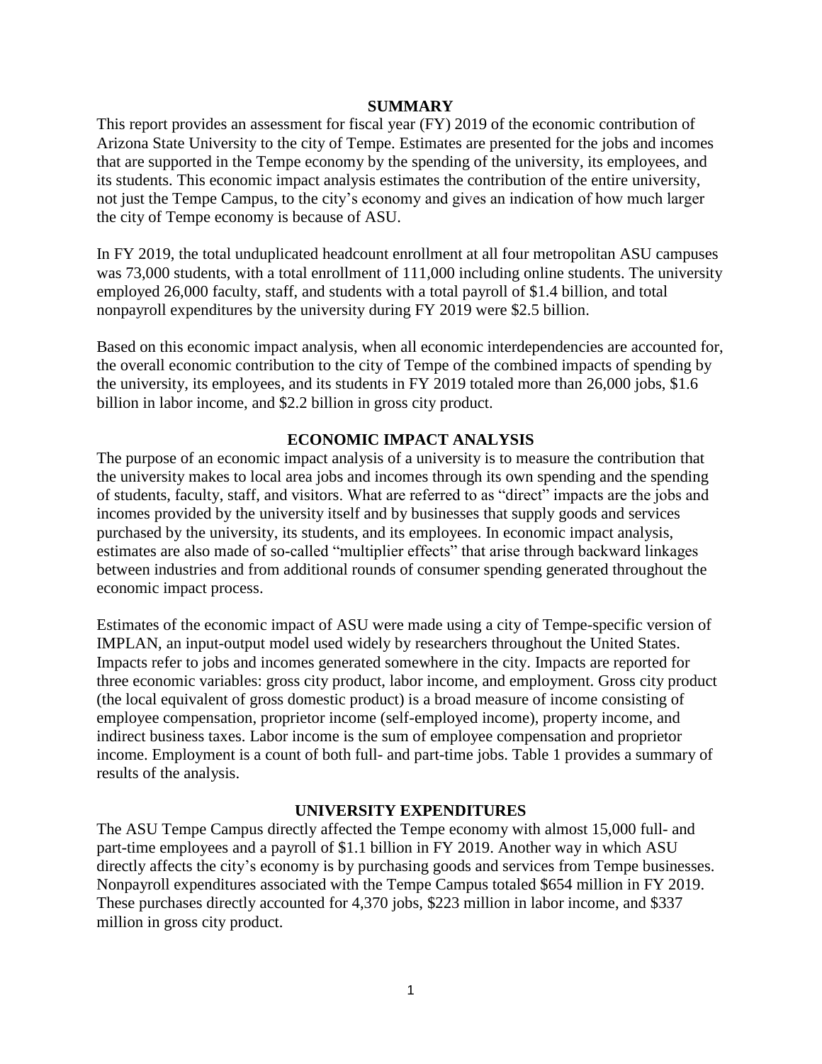## SUMMARY

This report provides an assessment for fiscal year (FY) 2019 of the economic contribution of Arizona State University to the city of Tempe. Estimates are presented for the jobs and incomes that are supported in the Tempe economy by the spending of the university, its employees, and its students. This economic impact analysis estimates the contribution of the entire university, not just the Tempe Campus, to the city's economy and gives an indication of how much larger the city of Tempe economy is because of ASU.

In FY 2019, the total unduplicated headcount enrollment at all four metropolitan ASU campuses was 73,000 students, with a total enrollment of 111,000 including online students. The university employed 26,000 faculty, staff, and students with a total payroll of \$1.4 billion, and total nonpayroll expenditures by the university during FY 2019 were \$2.5 billion.

Based on this economic impact analysis, when all economic interdependencies are accounted for, the overall economic contribution to the city of Tempe of the combined impacts of spending by the university, its employees, and its students in FY 2019 totaled more than 26,000 jobs, \$1.6 billion in labor income, and \$2.2 billion in gross city product.

## ECONOMIC IMPACT ANALYSIS

The purpose of an economic impact analysis of a university is to measure the contribution that the university makes to local area jobs and incomes through its own spending and the spending of students, faculty, staff, and visitors. What are referred to as "direct" impacts are the jobs and incomes provided by the university itself and by businesses that supply goods and services purchased by the university, its students, and its employees. In economic impact analysis, estimates are also made of so-called "multiplier effects" that arise through backward linkages between industries and from additional rounds of consumer spending generated throughout the economic impact process.

Estimates of the economic impact of ASU were made using a city of Tempe-specific version of IMPLAN, an input-output model used widely by researchers throughout the United States. Impacts refer to jobs and incomes generated somewhere in the city. Impacts are reported for three economic variables: gross city product, labor income, and employment. Gross city product (the local equivalent of gross domestic product) is a broad measure of income consisting of employee compensation, proprietor income (self-employed income), property income, and indirect business taxes. Labor income is the sum of employee compensation and proprietor income. Employment is a count of both full- and part-time jobs. Table 1 provides a summary of results of the analysis.

## UNIVERSITY EXPENDITURES

The ASU Tempe Campus directly affected the Tempe economy with almost 15,000 full- and part-time employees and a payroll of \$1.1 billion in FY 2019. Another way in which ASU directly affects the city's economy is by purchasing goods and services from Tempe businesses. Nonpayroll expenditures associated with the Tempe Campus totaled \$654 million in FY 2019. These purchases directly accounted for 4,370 jobs, \$223 million in labor income, and \$337 million in gross city product.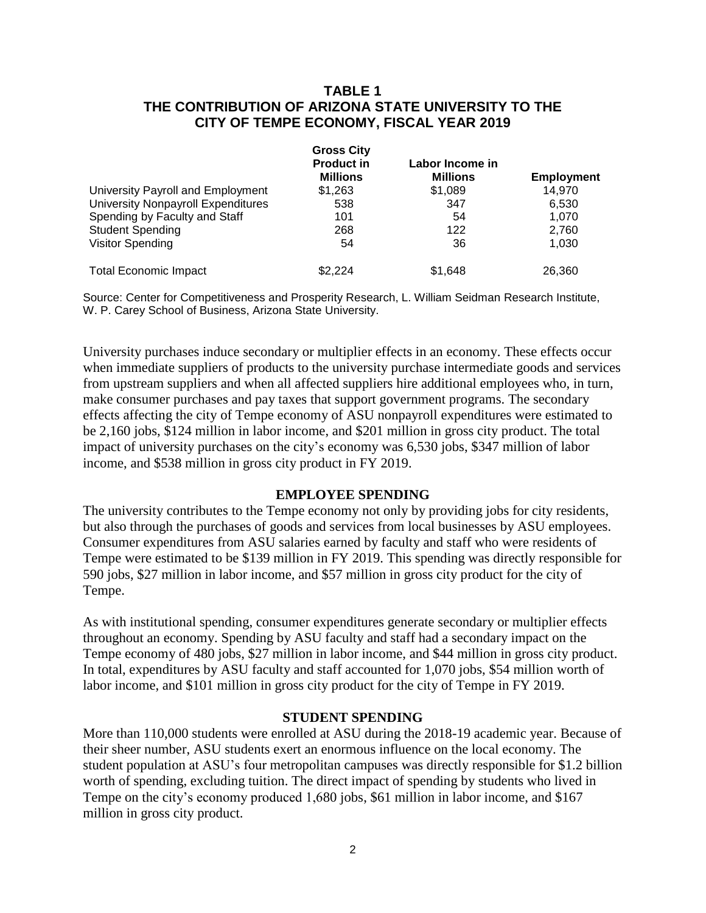**TABLE 1**
**THE CONTRIBUTION OF ARIZONA STATE UNIVERSITY TO THE CITY OF TEMPE ECONOMY, FISCAL YEAR 2019**

| | Gross City Product in Millions | Labor Income in Millions | Employment |
|---|---|---|---|
| University Payroll and Employment | $1,263 | $1,089 | 14,970 |
| University Nonpayroll Expenditures | 538 | 347 | 6,530 |
| Spending by Faculty and Staff | 101 | 54 | 1,070 |
| Student Spending | 268 | 122 | 2,760 |
| Visitor Spending | 54 | 36 | 1,030 |
| Total Economic Impact | $2,224 | $1,648 | 26,360 |

Source: Center for Competitiveness and Prosperity Research, L. William Seidman Research Institute, W. P. Carey School of Business, Arizona State University.

University purchases induce secondary or multiplier effects in an economy. These effects occur when immediate suppliers of products to the university purchase intermediate goods and services from upstream suppliers and when all affected suppliers hire additional employees who, in turn, make consumer purchases and pay taxes that support government programs. The secondary effects affecting the city of Tempe economy of ASU nonpayroll expenditures were estimated to be 2,160 jobs, $124 million in labor income, and $201 million in gross city product. The total impact of university purchases on the city's economy was 6,530 jobs, $347 million of labor income, and $538 million in gross city product in FY 2019.

## EMPLOYEE SPENDING

The university contributes to the Tempe economy not only by providing jobs for city residents, but also through the purchases of goods and services from local businesses by ASU employees. Consumer expenditures from ASU salaries earned by faculty and staff who were residents of Tempe were estimated to be $139 million in FY 2019. This spending was directly responsible for 590 jobs, $27 million in labor income, and $57 million in gross city product for the city of Tempe.

As with institutional spending, consumer expenditures generate secondary or multiplier effects throughout an economy. Spending by ASU faculty and staff had a secondary impact on the Tempe economy of 480 jobs, $27 million in labor income, and $44 million in gross city product. In total, expenditures by ASU faculty and staff accounted for 1,070 jobs, $54 million worth of labor income, and $101 million in gross city product for the city of Tempe in FY 2019.

## STUDENT SPENDING

More than 110,000 students were enrolled at ASU during the 2018-19 academic year. Because of their sheer number, ASU students exert an enormous influence on the local economy. The student population at ASU's four metropolitan campuses was directly responsible for $1.2 billion worth of spending, excluding tuition. The direct impact of spending by students who lived in Tempe on the city's economy produced 1,680 jobs, $61 million in labor income, and $167 million in gross city product.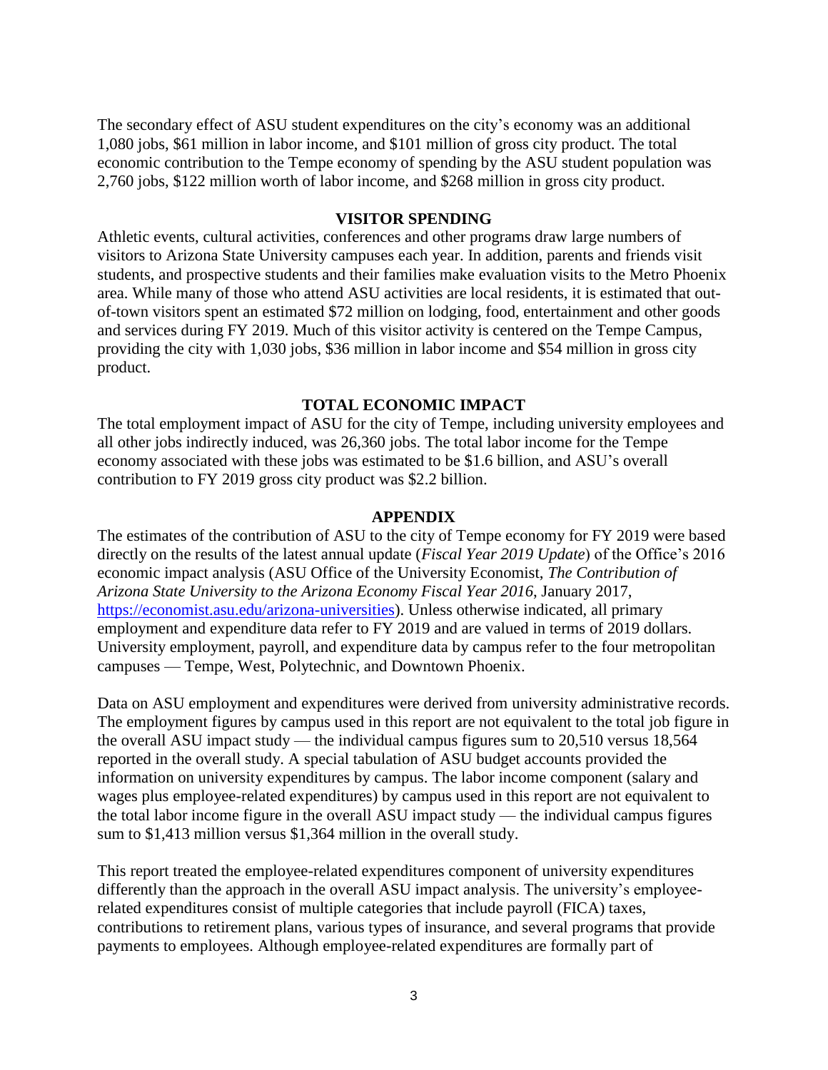The secondary effect of ASU student expenditures on the city's economy was an additional 1,080 jobs, $61 million in labor income, and $101 million of gross city product. The total economic contribution to the Tempe economy of spending by the ASU student population was 2,760 jobs, $122 million worth of labor income, and $268 million in gross city product.

## VISITOR SPENDING

Athletic events, cultural activities, conferences and other programs draw large numbers of visitors to Arizona State University campuses each year. In addition, parents and friends visit students, and prospective students and their families make evaluation visits to the Metro Phoenix area. While many of those who attend ASU activities are local residents, it is estimated that out-of-town visitors spent an estimated $72 million on lodging, food, entertainment and other goods and services during FY 2019. Much of this visitor activity is centered on the Tempe Campus, providing the city with 1,030 jobs, $36 million in labor income and $54 million in gross city product.

## TOTAL ECONOMIC IMPACT

The total employment impact of ASU for the city of Tempe, including university employees and all other jobs indirectly induced, was 26,360 jobs. The total labor income for the Tempe economy associated with these jobs was estimated to be $1.6 billion, and ASU's overall contribution to FY 2019 gross city product was $2.2 billion.

## APPENDIX

The estimates of the contribution of ASU to the city of Tempe economy for FY 2019 were based directly on the results of the latest annual update (*Fiscal Year 2019 Update*) of the Office's 2016 economic impact analysis (ASU Office of the University Economist, *The Contribution of Arizona State University to the Arizona Economy Fiscal Year 2016*, January 2017, https://economist.asu.edu/arizona-universities). Unless otherwise indicated, all primary employment and expenditure data refer to FY 2019 and are valued in terms of 2019 dollars. University employment, payroll, and expenditure data by campus refer to the four metropolitan campuses — Tempe, West, Polytechnic, and Downtown Phoenix.

Data on ASU employment and expenditures were derived from university administrative records. The employment figures by campus used in this report are not equivalent to the total job figure in the overall ASU impact study — the individual campus figures sum to 20,510 versus 18,564 reported in the overall study. A special tabulation of ASU budget accounts provided the information on university expenditures by campus. The labor income component (salary and wages plus employee-related expenditures) by campus used in this report are not equivalent to the total labor income figure in the overall ASU impact study — the individual campus figures sum to $1,413 million versus $1,364 million in the overall study.

This report treated the employee-related expenditures component of university expenditures differently than the approach in the overall ASU impact analysis. The university's employee-related expenditures consist of multiple categories that include payroll (FICA) taxes, contributions to retirement plans, various types of insurance, and several programs that provide payments to employees. Although employee-related expenditures are formally part of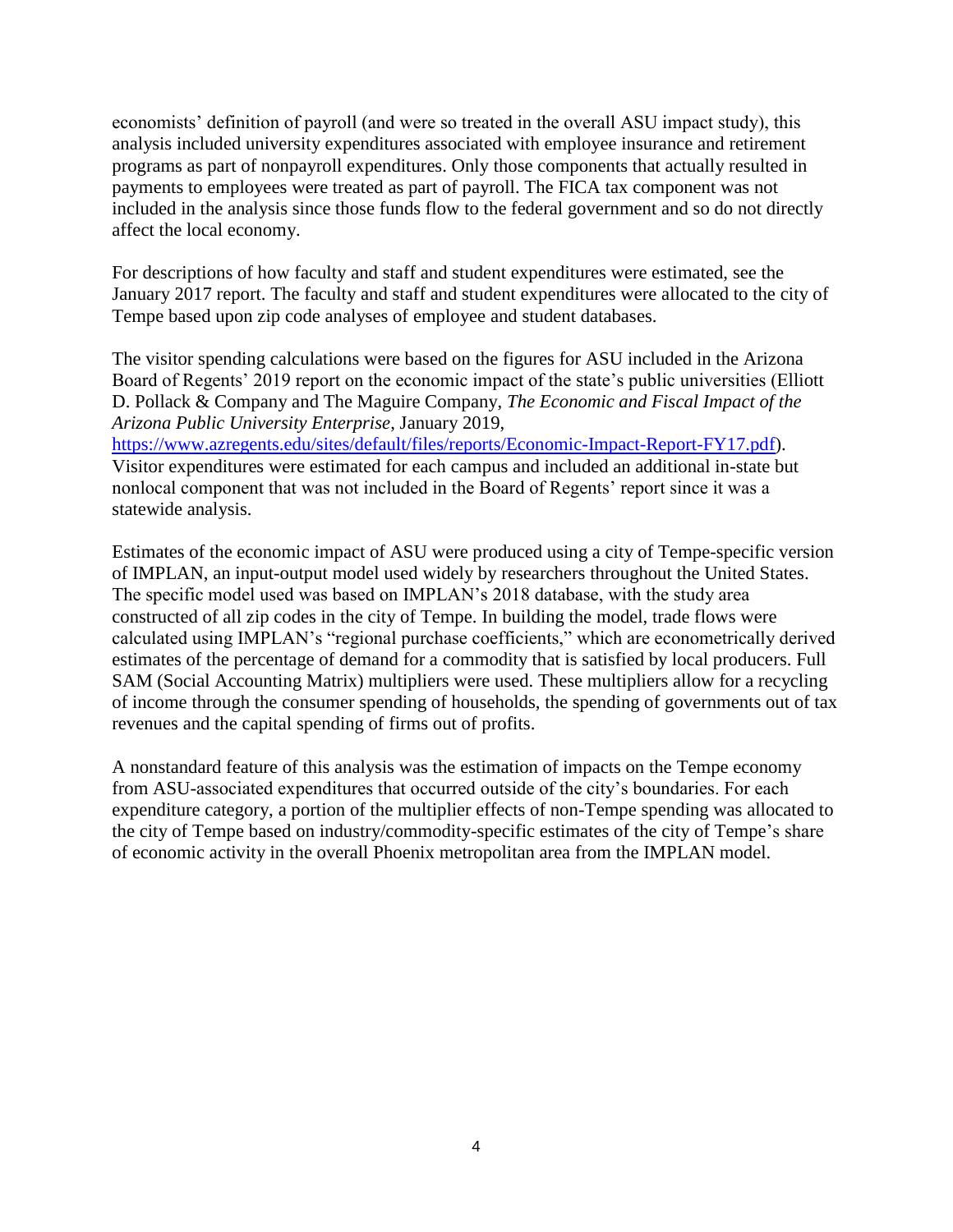economists' definition of payroll (and were so treated in the overall ASU impact study), this analysis included university expenditures associated with employee insurance and retirement programs as part of nonpayroll expenditures. Only those components that actually resulted in payments to employees were treated as part of payroll. The FICA tax component was not included in the analysis since those funds flow to the federal government and so do not directly affect the local economy.

For descriptions of how faculty and staff and student expenditures were estimated, see the January 2017 report. The faculty and staff and student expenditures were allocated to the city of Tempe based upon zip code analyses of employee and student databases.

The visitor spending calculations were based on the figures for ASU included in the Arizona Board of Regents' 2019 report on the economic impact of the state's public universities (Elliott D. Pollack & Company and The Maguire Company, *The Economic and Fiscal Impact of the Arizona Public University Enterprise*, January 2019, https://www.azregents.edu/sites/default/files/reports/Economic-Impact-Report-FY17.pdf). Visitor expenditures were estimated for each campus and included an additional in-state but nonlocal component that was not included in the Board of Regents' report since it was a statewide analysis.

Estimates of the economic impact of ASU were produced using a city of Tempe-specific version of IMPLAN, an input-output model used widely by researchers throughout the United States. The specific model used was based on IMPLAN's 2018 database, with the study area constructed of all zip codes in the city of Tempe. In building the model, trade flows were calculated using IMPLAN's "regional purchase coefficients," which are econometrically derived estimates of the percentage of demand for a commodity that is satisfied by local producers. Full SAM (Social Accounting Matrix) multipliers were used. These multipliers allow for a recycling of income through the consumer spending of households, the spending of governments out of tax revenues and the capital spending of firms out of profits.

A nonstandard feature of this analysis was the estimation of impacts on the Tempe economy from ASU-associated expenditures that occurred outside of the city's boundaries. For each expenditure category, a portion of the multiplier effects of non-Tempe spending was allocated to the city of Tempe based on industry/commodity-specific estimates of the city of Tempe's share of economic activity in the overall Phoenix metropolitan area from the IMPLAN model.